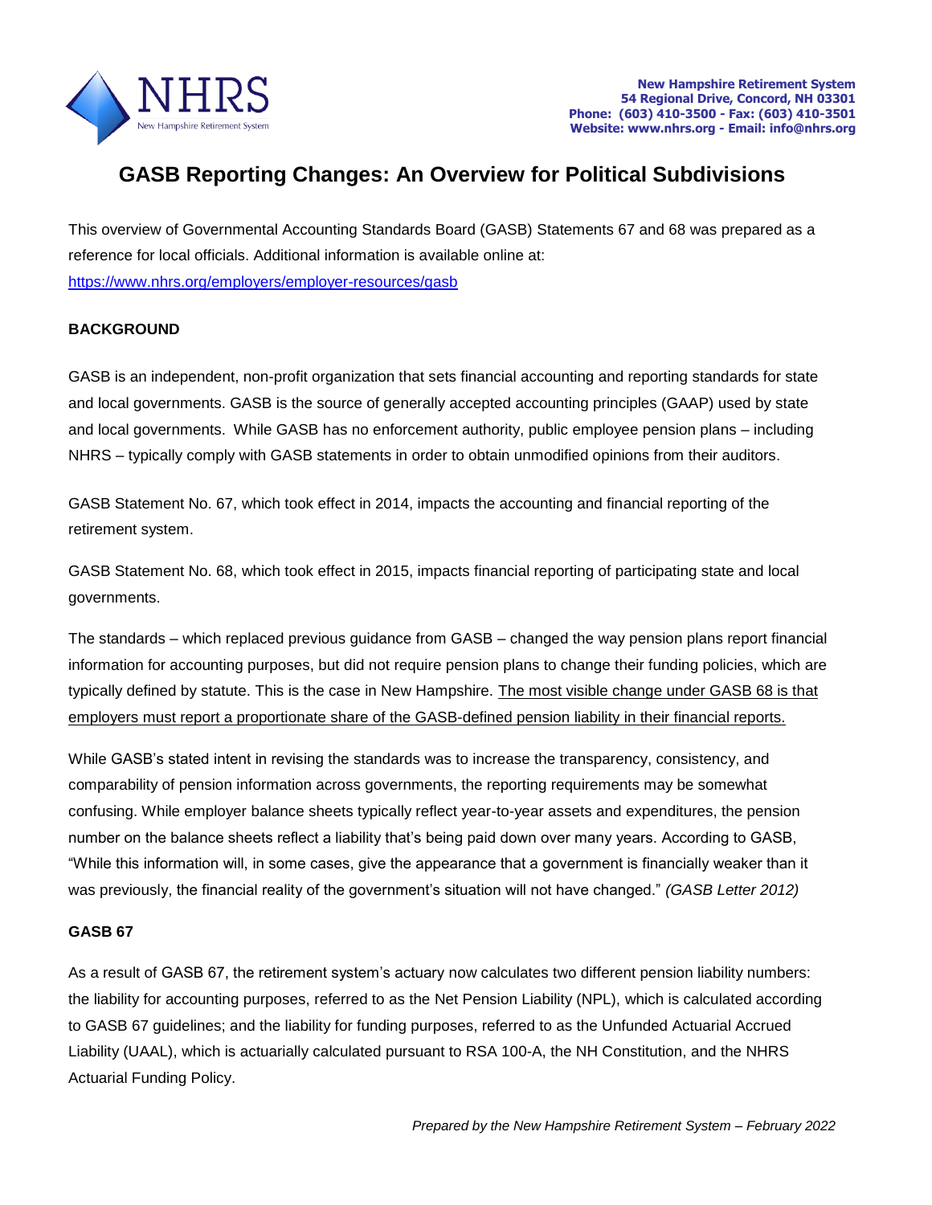New Hampshire Retirement System
54 Regional Drive, Concord, NH 03301
Phone: (603) 410-3500 - Fax: (603) 410-3501
Website: www.nhrs.org - Email: info@nhrs.org

# GASB Reporting Changes: An Overview for Political Subdivisions

This overview of Governmental Accounting Standards Board (GASB) Statements 67 and 68 was prepared as a reference for local officials. Additional information is available online at: https://www.nhrs.org/employers/employer-resources/gasb

**BACKGROUND**

GASB is an independent, non-profit organization that sets financial accounting and reporting standards for state and local governments. GASB is the source of generally accepted accounting principles (GAAP) used by state and local governments. While GASB has no enforcement authority, public employee pension plans – including NHRS – typically comply with GASB statements in order to obtain unmodified opinions from their auditors.

GASB Statement No. 67, which took effect in 2014, impacts the accounting and financial reporting of the retirement system.

GASB Statement No. 68, which took effect in 2015, impacts financial reporting of participating state and local governments.

The standards – which replaced previous guidance from GASB – changed the way pension plans report financial information for accounting purposes, but did not require pension plans to change their funding policies, which are typically defined by statute. This is the case in New Hampshire. The most visible change under GASB 68 is that employers must report a proportionate share of the GASB-defined pension liability in their financial reports.

While GASB's stated intent in revising the standards was to increase the transparency, consistency, and comparability of pension information across governments, the reporting requirements may be somewhat confusing. While employer balance sheets typically reflect year-to-year assets and expenditures, the pension number on the balance sheets reflect a liability that's being paid down over many years. According to GASB, "While this information will, in some cases, give the appearance that a government is financially weaker than it was previously, the financial reality of the government's situation will not have changed." *(GASB Letter 2012)*

**GASB 67**

As a result of GASB 67, the retirement system's actuary now calculates two different pension liability numbers: the liability for accounting purposes, referred to as the Net Pension Liability (NPL), which is calculated according to GASB 67 guidelines; and the liability for funding purposes, referred to as the Unfunded Actuarial Accrued Liability (UAAL), which is actuarially calculated pursuant to RSA 100-A, the NH Constitution, and the NHRS Actuarial Funding Policy.

*Prepared by the New Hampshire Retirement System – February 2022*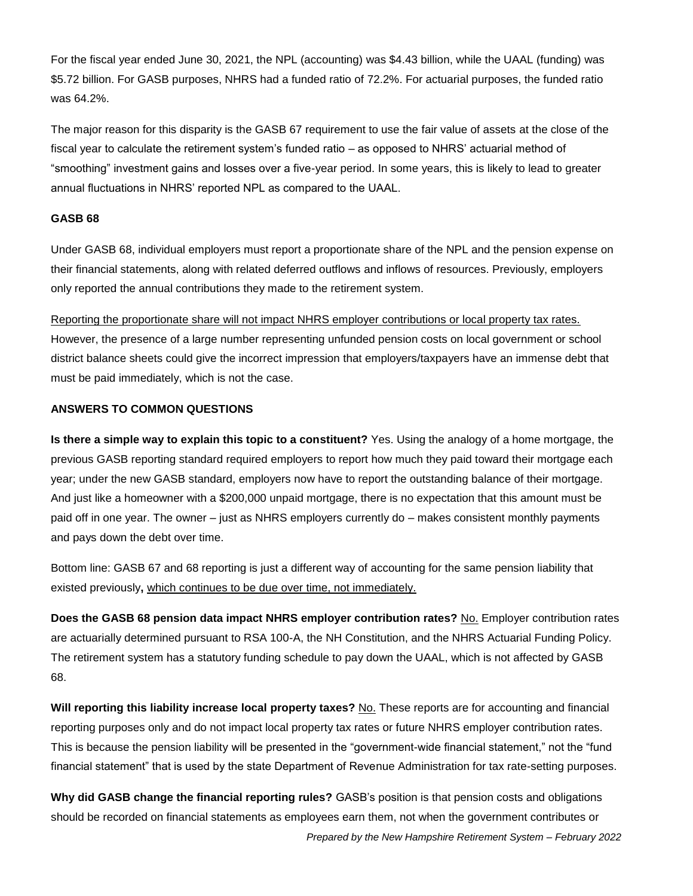For the fiscal year ended June 30, 2021, the NPL (accounting) was $4.43 billion, while the UAAL (funding) was $5.72 billion. For GASB purposes, NHRS had a funded ratio of 72.2%. For actuarial purposes, the funded ratio was 64.2%.

The major reason for this disparity is the GASB 67 requirement to use the fair value of assets at the close of the fiscal year to calculate the retirement system's funded ratio – as opposed to NHRS' actuarial method of "smoothing" investment gains and losses over a five-year period. In some years, this is likely to lead to greater annual fluctuations in NHRS' reported NPL as compared to the UAAL.

**GASB 68**

Under GASB 68, individual employers must report a proportionate share of the NPL and the pension expense on their financial statements, along with related deferred outflows and inflows of resources. Previously, employers only reported the annual contributions they made to the retirement system.

Reporting the proportionate share will not impact NHRS employer contributions or local property tax rates. However, the presence of a large number representing unfunded pension costs on local government or school district balance sheets could give the incorrect impression that employers/taxpayers have an immense debt that must be paid immediately, which is not the case.

**ANSWERS TO COMMON QUESTIONS**

**Is there a simple way to explain this topic to a constituent?** Yes. Using the analogy of a home mortgage, the previous GASB reporting standard required employers to report how much they paid toward their mortgage each year; under the new GASB standard, employers now have to report the outstanding balance of their mortgage. And just like a homeowner with a $200,000 unpaid mortgage, there is no expectation that this amount must be paid off in one year. The owner – just as NHRS employers currently do – makes consistent monthly payments and pays down the debt over time.

Bottom line: GASB 67 and 68 reporting is just a different way of accounting for the same pension liability that existed previously**,** which continues to be due over time, not immediately.

**Does the GASB 68 pension data impact NHRS employer contribution rates?** No. Employer contribution rates are actuarially determined pursuant to RSA 100-A, the NH Constitution, and the NHRS Actuarial Funding Policy. The retirement system has a statutory funding schedule to pay down the UAAL, which is not affected by GASB 68.

**Will reporting this liability increase local property taxes?** No. These reports are for accounting and financial reporting purposes only and do not impact local property tax rates or future NHRS employer contribution rates. This is because the pension liability will be presented in the "government-wide financial statement," not the "fund financial statement" that is used by the state Department of Revenue Administration for tax rate-setting purposes.

**Why did GASB change the financial reporting rules?** GASB's position is that pension costs and obligations should be recorded on financial statements as employees earn them, not when the government contributes or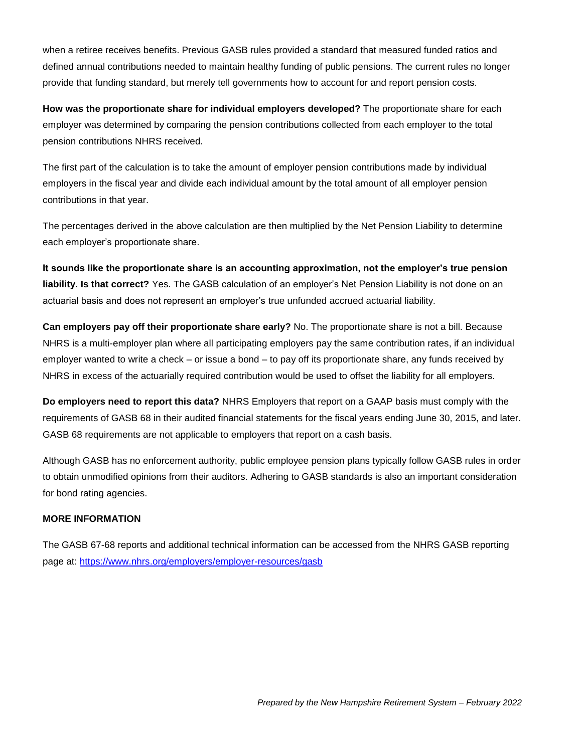when a retiree receives benefits. Previous GASB rules provided a standard that measured funded ratios and defined annual contributions needed to maintain healthy funding of public pensions. The current rules no longer provide that funding standard, but merely tell governments how to account for and report pension costs.

**How was the proportionate share for individual employers developed?** The proportionate share for each employer was determined by comparing the pension contributions collected from each employer to the total pension contributions NHRS received.

The first part of the calculation is to take the amount of employer pension contributions made by individual employers in the fiscal year and divide each individual amount by the total amount of all employer pension contributions in that year.

The percentages derived in the above calculation are then multiplied by the Net Pension Liability to determine each employer's proportionate share.

**It sounds like the proportionate share is an accounting approximation, not the employer's true pension liability. Is that correct?** Yes. The GASB calculation of an employer's Net Pension Liability is not done on an actuarial basis and does not represent an employer's true unfunded accrued actuarial liability.

**Can employers pay off their proportionate share early?** No. The proportionate share is not a bill. Because NHRS is a multi-employer plan where all participating employers pay the same contribution rates, if an individual employer wanted to write a check – or issue a bond – to pay off its proportionate share, any funds received by NHRS in excess of the actuarially required contribution would be used to offset the liability for all employers.

**Do employers need to report this data?** NHRS Employers that report on a GAAP basis must comply with the requirements of GASB 68 in their audited financial statements for the fiscal years ending June 30, 2015, and later. GASB 68 requirements are not applicable to employers that report on a cash basis.

Although GASB has no enforcement authority, public employee pension plans typically follow GASB rules in order to obtain unmodified opinions from their auditors. Adhering to GASB standards is also an important consideration for bond rating agencies.

**MORE INFORMATION**

The GASB 67-68 reports and additional technical information can be accessed from the NHRS GASB reporting page at: https://www.nhrs.org/employers/employer-resources/gasb

*Prepared by the New Hampshire Retirement System – February 2022*